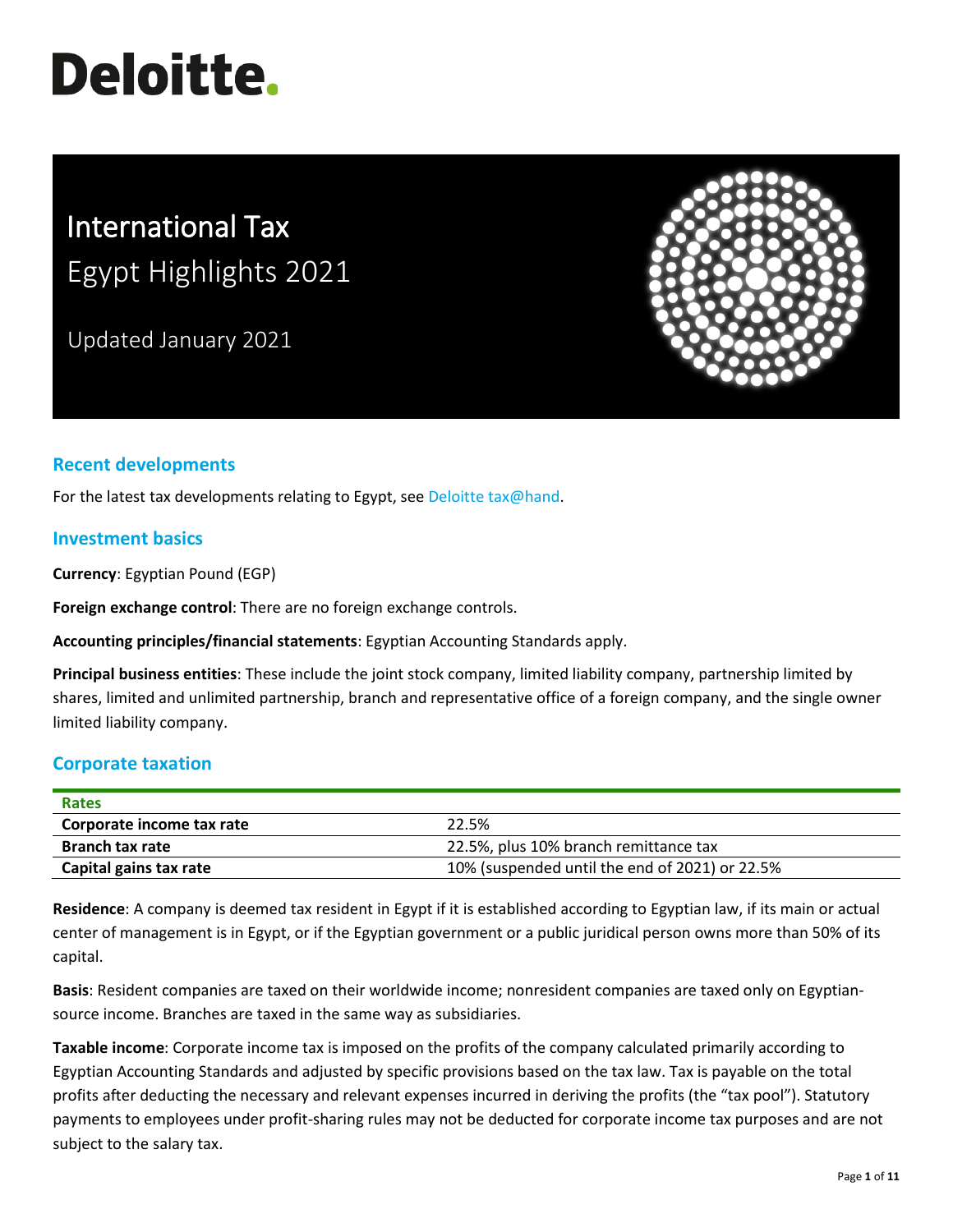# Deloitte.

# International Tax
## Egypt Highlights 2021

Updated January 2021

## Recent developments

For the latest tax developments relating to Egypt, see Deloitte tax@hand.

## Investment basics

**Currency**: Egyptian Pound (EGP)

**Foreign exchange control**: There are no foreign exchange controls.

**Accounting principles/financial statements**: Egyptian Accounting Standards apply.

**Principal business entities**: These include the joint stock company, limited liability company, partnership limited by shares, limited and unlimited partnership, branch and representative office of a foreign company, and the single owner limited liability company.

## Corporate taxation

| Rates | |
|---|---|
| **Corporate income tax rate** | 22.5% |
| **Branch tax rate** | 22.5%, plus 10% branch remittance tax |
| **Capital gains tax rate** | 10% (suspended until the end of 2021) or 22.5% |

**Residence**: A company is deemed tax resident in Egypt if it is established according to Egyptian law, if its main or actual center of management is in Egypt, or if the Egyptian government or a public juridical person owns more than 50% of its capital.

**Basis**: Resident companies are taxed on their worldwide income; nonresident companies are taxed only on Egyptian-source income. Branches are taxed in the same way as subsidiaries.

**Taxable income**: Corporate income tax is imposed on the profits of the company calculated primarily according to Egyptian Accounting Standards and adjusted by specific provisions based on the tax law. Tax is payable on the total profits after deducting the necessary and relevant expenses incurred in deriving the profits (the "tax pool"). Statutory payments to employees under profit-sharing rules may not be deducted for corporate income tax purposes and are not subject to the salary tax.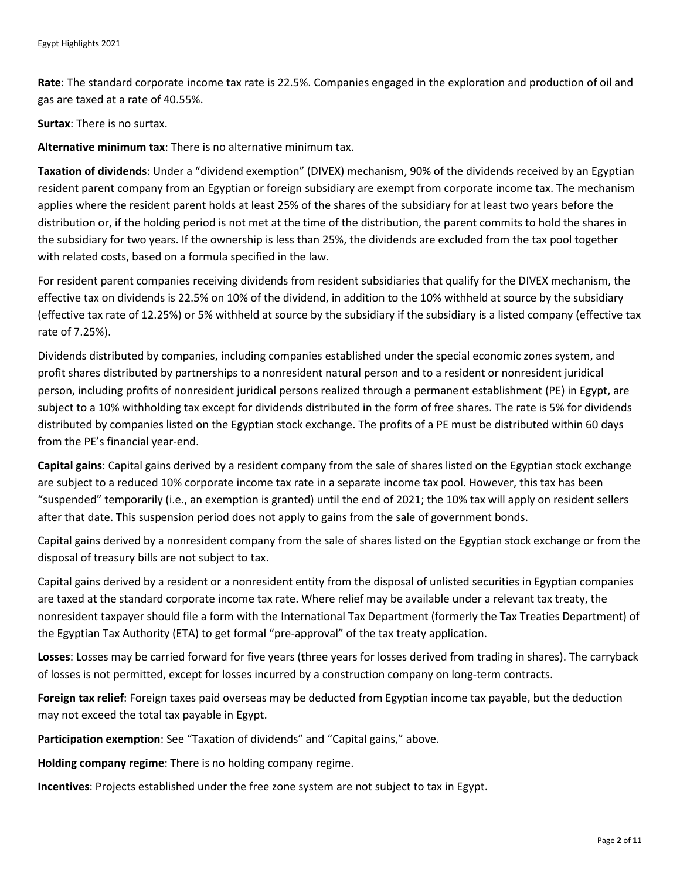**Rate**: The standard corporate income tax rate is 22.5%. Companies engaged in the exploration and production of oil and gas are taxed at a rate of 40.55%.

**Surtax**: There is no surtax.

**Alternative minimum tax**: There is no alternative minimum tax.

**Taxation of dividends**: Under a "dividend exemption" (DIVEX) mechanism, 90% of the dividends received by an Egyptian resident parent company from an Egyptian or foreign subsidiary are exempt from corporate income tax. The mechanism applies where the resident parent holds at least 25% of the shares of the subsidiary for at least two years before the distribution or, if the holding period is not met at the time of the distribution, the parent commits to hold the shares in the subsidiary for two years. If the ownership is less than 25%, the dividends are excluded from the tax pool together with related costs, based on a formula specified in the law.

For resident parent companies receiving dividends from resident subsidiaries that qualify for the DIVEX mechanism, the effective tax on dividends is 22.5% on 10% of the dividend, in addition to the 10% withheld at source by the subsidiary (effective tax rate of 12.25%) or 5% withheld at source by the subsidiary if the subsidiary is a listed company (effective tax rate of 7.25%).

Dividends distributed by companies, including companies established under the special economic zones system, and profit shares distributed by partnerships to a nonresident natural person and to a resident or nonresident juridical person, including profits of nonresident juridical persons realized through a permanent establishment (PE) in Egypt, are subject to a 10% withholding tax except for dividends distributed in the form of free shares. The rate is 5% for dividends distributed by companies listed on the Egyptian stock exchange. The profits of a PE must be distributed within 60 days from the PE's financial year-end.

**Capital gains**: Capital gains derived by a resident company from the sale of shares listed on the Egyptian stock exchange are subject to a reduced 10% corporate income tax rate in a separate income tax pool. However, this tax has been "suspended" temporarily (i.e., an exemption is granted) until the end of 2021; the 10% tax will apply on resident sellers after that date. This suspension period does not apply to gains from the sale of government bonds.

Capital gains derived by a nonresident company from the sale of shares listed on the Egyptian stock exchange or from the disposal of treasury bills are not subject to tax.

Capital gains derived by a resident or a nonresident entity from the disposal of unlisted securities in Egyptian companies are taxed at the standard corporate income tax rate. Where relief may be available under a relevant tax treaty, the nonresident taxpayer should file a form with the International Tax Department (formerly the Tax Treaties Department) of the Egyptian Tax Authority (ETA) to get formal "pre-approval" of the tax treaty application.

**Losses**: Losses may be carried forward for five years (three years for losses derived from trading in shares). The carryback of losses is not permitted, except for losses incurred by a construction company on long-term contracts.

**Foreign tax relief**: Foreign taxes paid overseas may be deducted from Egyptian income tax payable, but the deduction may not exceed the total tax payable in Egypt.

**Participation exemption**: See "Taxation of dividends" and "Capital gains," above.

**Holding company regime**: There is no holding company regime.

**Incentives**: Projects established under the free zone system are not subject to tax in Egypt.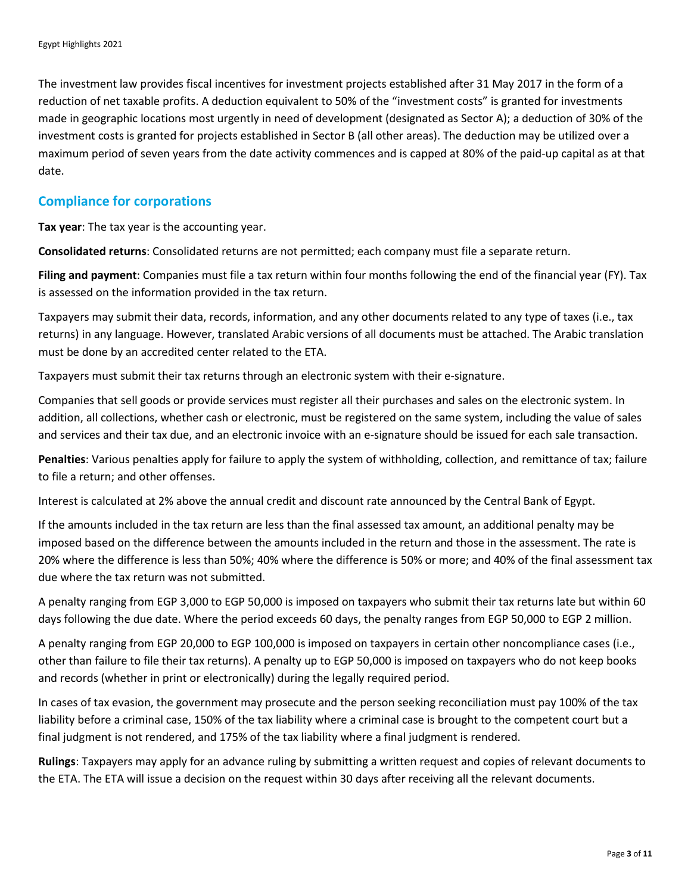The investment law provides fiscal incentives for investment projects established after 31 May 2017 in the form of a reduction of net taxable profits. A deduction equivalent to 50% of the "investment costs" is granted for investments made in geographic locations most urgently in need of development (designated as Sector A); a deduction of 30% of the investment costs is granted for projects established in Sector B (all other areas). The deduction may be utilized over a maximum period of seven years from the date activity commences and is capped at 80% of the paid-up capital as at that date.

## Compliance for corporations

**Tax year**: The tax year is the accounting year.

**Consolidated returns**: Consolidated returns are not permitted; each company must file a separate return.

**Filing and payment**: Companies must file a tax return within four months following the end of the financial year (FY). Tax is assessed on the information provided in the tax return.

Taxpayers may submit their data, records, information, and any other documents related to any type of taxes (i.e., tax returns) in any language. However, translated Arabic versions of all documents must be attached. The Arabic translation must be done by an accredited center related to the ETA.

Taxpayers must submit their tax returns through an electronic system with their e-signature.

Companies that sell goods or provide services must register all their purchases and sales on the electronic system. In addition, all collections, whether cash or electronic, must be registered on the same system, including the value of sales and services and their tax due, and an electronic invoice with an e-signature should be issued for each sale transaction.

**Penalties**: Various penalties apply for failure to apply the system of withholding, collection, and remittance of tax; failure to file a return; and other offenses.

Interest is calculated at 2% above the annual credit and discount rate announced by the Central Bank of Egypt.

If the amounts included in the tax return are less than the final assessed tax amount, an additional penalty may be imposed based on the difference between the amounts included in the return and those in the assessment. The rate is 20% where the difference is less than 50%; 40% where the difference is 50% or more; and 40% of the final assessment tax due where the tax return was not submitted.

A penalty ranging from EGP 3,000 to EGP 50,000 is imposed on taxpayers who submit their tax returns late but within 60 days following the due date. Where the period exceeds 60 days, the penalty ranges from EGP 50,000 to EGP 2 million.

A penalty ranging from EGP 20,000 to EGP 100,000 is imposed on taxpayers in certain other noncompliance cases (i.e., other than failure to file their tax returns). A penalty up to EGP 50,000 is imposed on taxpayers who do not keep books and records (whether in print or electronically) during the legally required period.

In cases of tax evasion, the government may prosecute and the person seeking reconciliation must pay 100% of the tax liability before a criminal case, 150% of the tax liability where a criminal case is brought to the competent court but a final judgment is not rendered, and 175% of the tax liability where a final judgment is rendered.

**Rulings**: Taxpayers may apply for an advance ruling by submitting a written request and copies of relevant documents to the ETA. The ETA will issue a decision on the request within 30 days after receiving all the relevant documents.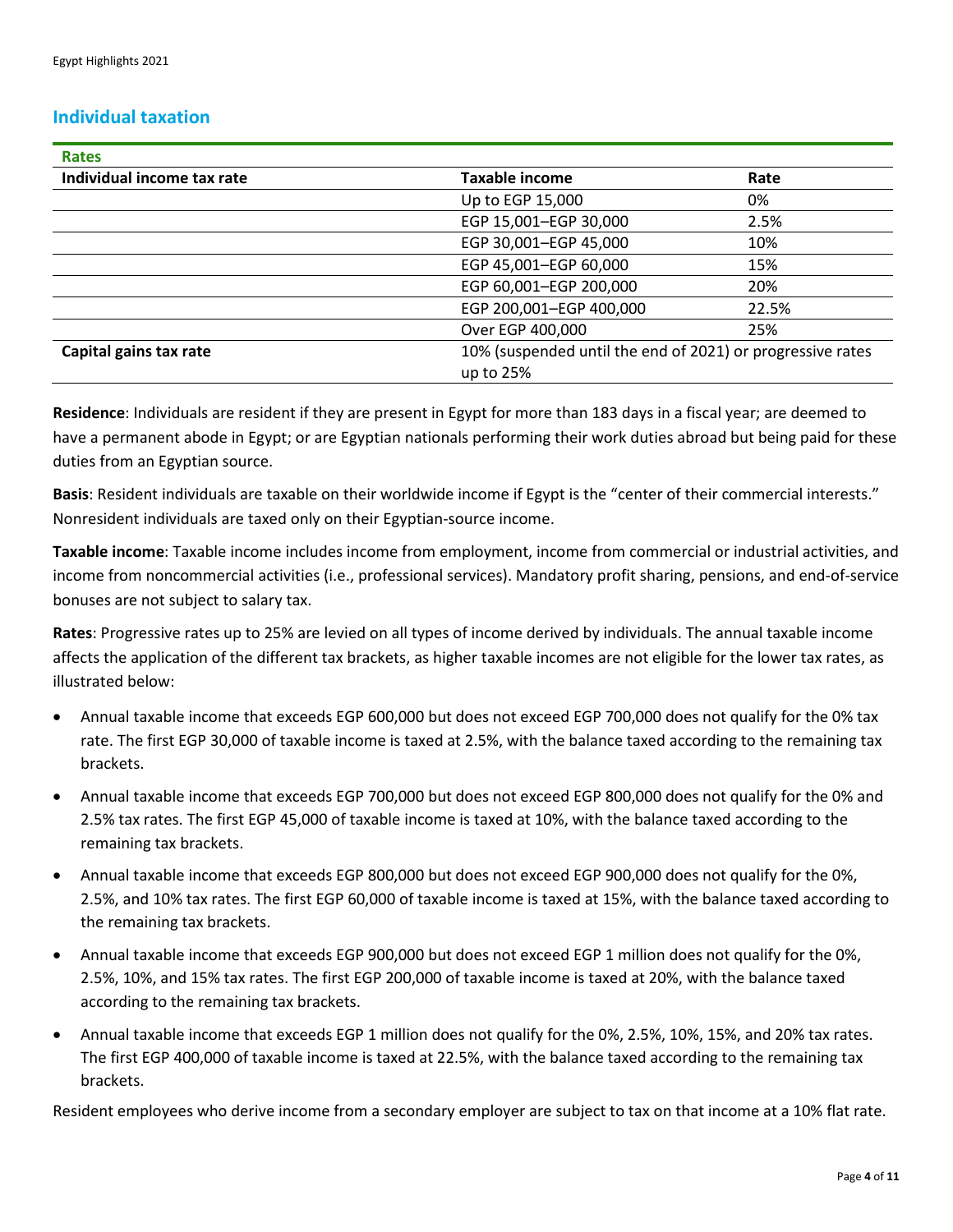## Individual taxation

| Rates | | |
|---|---|---|
| **Individual income tax rate** | **Taxable income** | **Rate** |
| | Up to EGP 15,000 | 0% |
| | EGP 15,001–EGP 30,000 | 2.5% |
| | EGP 30,001–EGP 45,000 | 10% |
| | EGP 45,001–EGP 60,000 | 15% |
| | EGP 60,001–EGP 200,000 | 20% |
| | EGP 200,001–EGP 400,000 | 22.5% |
| | Over EGP 400,000 | 25% |
| **Capital gains tax rate** | 10% (suspended until the end of 2021) or progressive rates up to 25% | |

**Residence**: Individuals are resident if they are present in Egypt for more than 183 days in a fiscal year; are deemed to have a permanent abode in Egypt; or are Egyptian nationals performing their work duties abroad but being paid for these duties from an Egyptian source.

**Basis**: Resident individuals are taxable on their worldwide income if Egypt is the "center of their commercial interests." Nonresident individuals are taxed only on their Egyptian-source income.

**Taxable income**: Taxable income includes income from employment, income from commercial or industrial activities, and income from noncommercial activities (i.e., professional services). Mandatory profit sharing, pensions, and end-of-service bonuses are not subject to salary tax.

**Rates**: Progressive rates up to 25% are levied on all types of income derived by individuals. The annual taxable income affects the application of the different tax brackets, as higher taxable incomes are not eligible for the lower tax rates, as illustrated below:

- Annual taxable income that exceeds EGP 600,000 but does not exceed EGP 700,000 does not qualify for the 0% tax rate. The first EGP 30,000 of taxable income is taxed at 2.5%, with the balance taxed according to the remaining tax brackets.
- Annual taxable income that exceeds EGP 700,000 but does not exceed EGP 800,000 does not qualify for the 0% and 2.5% tax rates. The first EGP 45,000 of taxable income is taxed at 10%, with the balance taxed according to the remaining tax brackets.
- Annual taxable income that exceeds EGP 800,000 but does not exceed EGP 900,000 does not qualify for the 0%, 2.5%, and 10% tax rates. The first EGP 60,000 of taxable income is taxed at 15%, with the balance taxed according to the remaining tax brackets.
- Annual taxable income that exceeds EGP 900,000 but does not exceed EGP 1 million does not qualify for the 0%, 2.5%, 10%, and 15% tax rates. The first EGP 200,000 of taxable income is taxed at 20%, with the balance taxed according to the remaining tax brackets.
- Annual taxable income that exceeds EGP 1 million does not qualify for the 0%, 2.5%, 10%, 15%, and 20% tax rates. The first EGP 400,000 of taxable income is taxed at 22.5%, with the balance taxed according to the remaining tax brackets.

Resident employees who derive income from a secondary employer are subject to tax on that income at a 10% flat rate.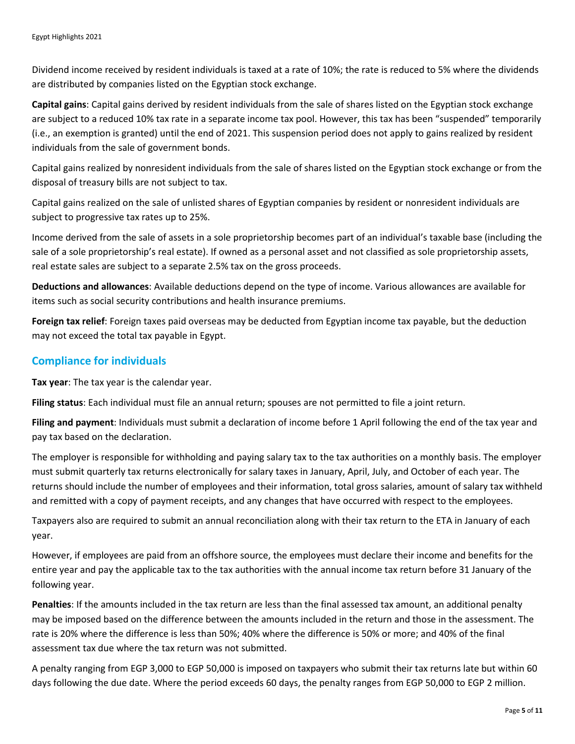Dividend income received by resident individuals is taxed at a rate of 10%; the rate is reduced to 5% where the dividends are distributed by companies listed on the Egyptian stock exchange.

**Capital gains**: Capital gains derived by resident individuals from the sale of shares listed on the Egyptian stock exchange are subject to a reduced 10% tax rate in a separate income tax pool. However, this tax has been "suspended" temporarily (i.e., an exemption is granted) until the end of 2021. This suspension period does not apply to gains realized by resident individuals from the sale of government bonds.

Capital gains realized by nonresident individuals from the sale of shares listed on the Egyptian stock exchange or from the disposal of treasury bills are not subject to tax.

Capital gains realized on the sale of unlisted shares of Egyptian companies by resident or nonresident individuals are subject to progressive tax rates up to 25%.

Income derived from the sale of assets in a sole proprietorship becomes part of an individual's taxable base (including the sale of a sole proprietorship's real estate). If owned as a personal asset and not classified as sole proprietorship assets, real estate sales are subject to a separate 2.5% tax on the gross proceeds.

**Deductions and allowances**: Available deductions depend on the type of income. Various allowances are available for items such as social security contributions and health insurance premiums.

**Foreign tax relief**: Foreign taxes paid overseas may be deducted from Egyptian income tax payable, but the deduction may not exceed the total tax payable in Egypt.

## Compliance for individuals

**Tax year**: The tax year is the calendar year.

**Filing status**: Each individual must file an annual return; spouses are not permitted to file a joint return.

**Filing and payment**: Individuals must submit a declaration of income before 1 April following the end of the tax year and pay tax based on the declaration.

The employer is responsible for withholding and paying salary tax to the tax authorities on a monthly basis. The employer must submit quarterly tax returns electronically for salary taxes in January, April, July, and October of each year. The returns should include the number of employees and their information, total gross salaries, amount of salary tax withheld and remitted with a copy of payment receipts, and any changes that have occurred with respect to the employees.

Taxpayers also are required to submit an annual reconciliation along with their tax return to the ETA in January of each year.

However, if employees are paid from an offshore source, the employees must declare their income and benefits for the entire year and pay the applicable tax to the tax authorities with the annual income tax return before 31 January of the following year.

**Penalties**: If the amounts included in the tax return are less than the final assessed tax amount, an additional penalty may be imposed based on the difference between the amounts included in the return and those in the assessment. The rate is 20% where the difference is less than 50%; 40% where the difference is 50% or more; and 40% of the final assessment tax due where the tax return was not submitted.

A penalty ranging from EGP 3,000 to EGP 50,000 is imposed on taxpayers who submit their tax returns late but within 60 days following the due date. Where the period exceeds 60 days, the penalty ranges from EGP 50,000 to EGP 2 million.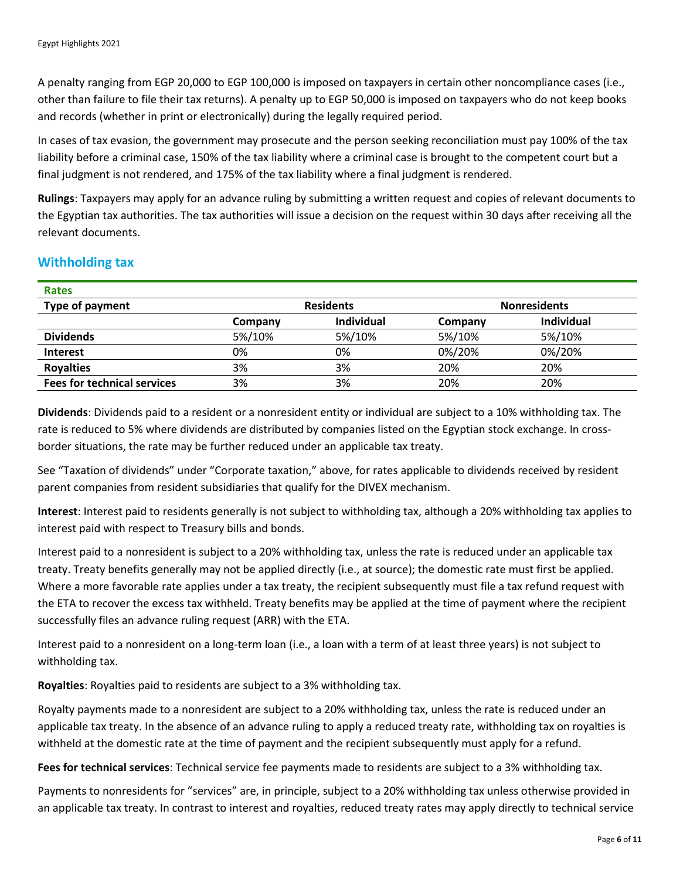A penalty ranging from EGP 20,000 to EGP 100,000 is imposed on taxpayers in certain other noncompliance cases (i.e., other than failure to file their tax returns). A penalty up to EGP 50,000 is imposed on taxpayers who do not keep books and records (whether in print or electronically) during the legally required period.

In cases of tax evasion, the government may prosecute and the person seeking reconciliation must pay 100% of the tax liability before a criminal case, 150% of the tax liability where a criminal case is brought to the competent court but a final judgment is not rendered, and 175% of the tax liability where a final judgment is rendered.

**Rulings**: Taxpayers may apply for an advance ruling by submitting a written request and copies of relevant documents to the Egyptian tax authorities. The tax authorities will issue a decision on the request within 30 days after receiving all the relevant documents.

## Withholding tax

**Rates**

| Type of payment | Residents | | Nonresidents | |
|---|---|---|---|---|
| | Company | Individual | Company | Individual |
| **Dividends** | 5%/10% | 5%/10% | 5%/10% | 5%/10% |
| **Interest** | 0% | 0% | 0%/20% | 0%/20% |
| **Royalties** | 3% | 3% | 20% | 20% |
| **Fees for technical services** | 3% | 3% | 20% | 20% |

**Dividends**: Dividends paid to a resident or a nonresident entity or individual are subject to a 10% withholding tax. The rate is reduced to 5% where dividends are distributed by companies listed on the Egyptian stock exchange. In cross-border situations, the rate may be further reduced under an applicable tax treaty.

See "Taxation of dividends" under "Corporate taxation," above, for rates applicable to dividends received by resident parent companies from resident subsidiaries that qualify for the DIVEX mechanism.

**Interest**: Interest paid to residents generally is not subject to withholding tax, although a 20% withholding tax applies to interest paid with respect to Treasury bills and bonds.

Interest paid to a nonresident is subject to a 20% withholding tax, unless the rate is reduced under an applicable tax treaty. Treaty benefits generally may not be applied directly (i.e., at source); the domestic rate must first be applied. Where a more favorable rate applies under a tax treaty, the recipient subsequently must file a tax refund request with the ETA to recover the excess tax withheld. Treaty benefits may be applied at the time of payment where the recipient successfully files an advance ruling request (ARR) with the ETA.

Interest paid to a nonresident on a long-term loan (i.e., a loan with a term of at least three years) is not subject to withholding tax.

**Royalties**: Royalties paid to residents are subject to a 3% withholding tax.

Royalty payments made to a nonresident are subject to a 20% withholding tax, unless the rate is reduced under an applicable tax treaty. In the absence of an advance ruling to apply a reduced treaty rate, withholding tax on royalties is withheld at the domestic rate at the time of payment and the recipient subsequently must apply for a refund.

**Fees for technical services**: Technical service fee payments made to residents are subject to a 3% withholding tax.

Payments to nonresidents for "services" are, in principle, subject to a 20% withholding tax unless otherwise provided in an applicable tax treaty. In contrast to interest and royalties, reduced treaty rates may apply directly to technical service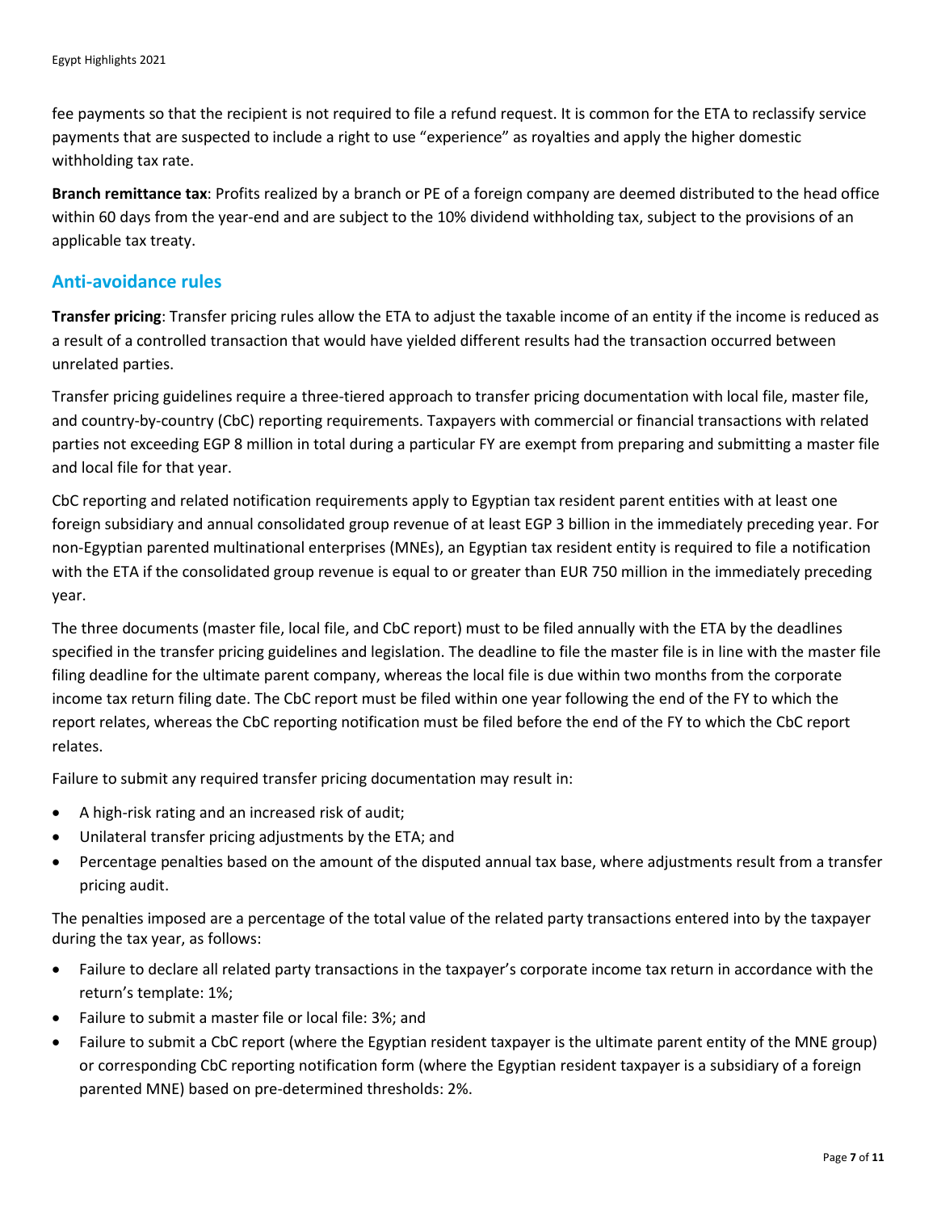fee payments so that the recipient is not required to file a refund request. It is common for the ETA to reclassify service payments that are suspected to include a right to use "experience" as royalties and apply the higher domestic withholding tax rate.

**Branch remittance tax**: Profits realized by a branch or PE of a foreign company are deemed distributed to the head office within 60 days from the year-end and are subject to the 10% dividend withholding tax, subject to the provisions of an applicable tax treaty.

## Anti-avoidance rules

**Transfer pricing**: Transfer pricing rules allow the ETA to adjust the taxable income of an entity if the income is reduced as a result of a controlled transaction that would have yielded different results had the transaction occurred between unrelated parties.

Transfer pricing guidelines require a three-tiered approach to transfer pricing documentation with local file, master file, and country-by-country (CbC) reporting requirements. Taxpayers with commercial or financial transactions with related parties not exceeding EGP 8 million in total during a particular FY are exempt from preparing and submitting a master file and local file for that year.

CbC reporting and related notification requirements apply to Egyptian tax resident parent entities with at least one foreign subsidiary and annual consolidated group revenue of at least EGP 3 billion in the immediately preceding year. For non-Egyptian parented multinational enterprises (MNEs), an Egyptian tax resident entity is required to file a notification with the ETA if the consolidated group revenue is equal to or greater than EUR 750 million in the immediately preceding year.

The three documents (master file, local file, and CbC report) must to be filed annually with the ETA by the deadlines specified in the transfer pricing guidelines and legislation. The deadline to file the master file is in line with the master file filing deadline for the ultimate parent company, whereas the local file is due within two months from the corporate income tax return filing date. The CbC report must be filed within one year following the end of the FY to which the report relates, whereas the CbC reporting notification must be filed before the end of the FY to which the CbC report relates.

Failure to submit any required transfer pricing documentation may result in:

- A high-risk rating and an increased risk of audit;
- Unilateral transfer pricing adjustments by the ETA; and
- Percentage penalties based on the amount of the disputed annual tax base, where adjustments result from a transfer pricing audit.

The penalties imposed are a percentage of the total value of the related party transactions entered into by the taxpayer during the tax year, as follows:

- Failure to declare all related party transactions in the taxpayer's corporate income tax return in accordance with the return's template: 1%;
- Failure to submit a master file or local file: 3%; and
- Failure to submit a CbC report (where the Egyptian resident taxpayer is the ultimate parent entity of the MNE group) or corresponding CbC reporting notification form (where the Egyptian resident taxpayer is a subsidiary of a foreign parented MNE) based on pre-determined thresholds: 2%.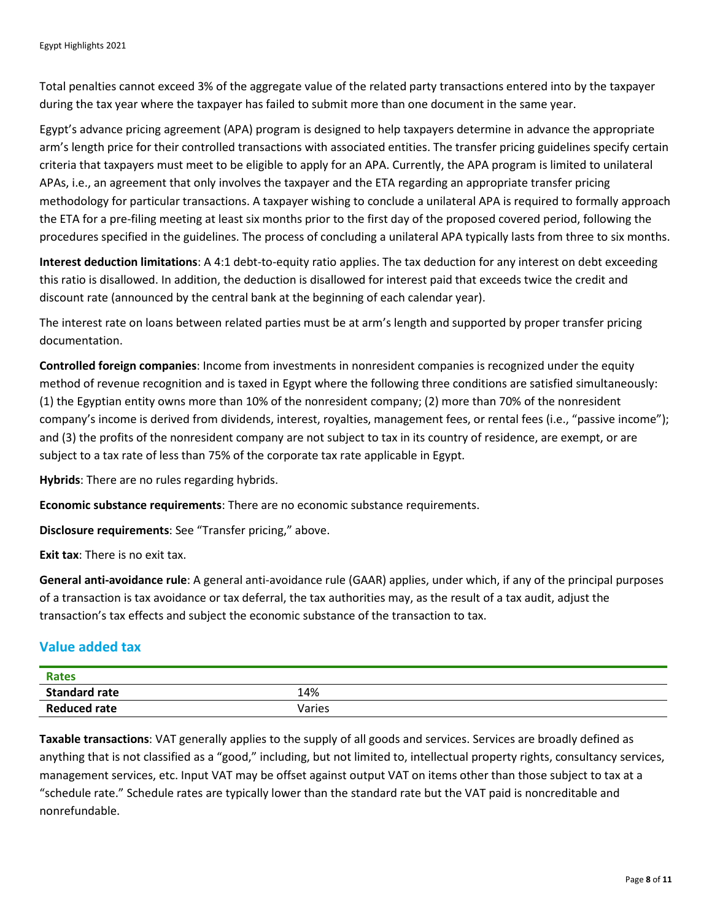Total penalties cannot exceed 3% of the aggregate value of the related party transactions entered into by the taxpayer during the tax year where the taxpayer has failed to submit more than one document in the same year.

Egypt's advance pricing agreement (APA) program is designed to help taxpayers determine in advance the appropriate arm's length price for their controlled transactions with associated entities. The transfer pricing guidelines specify certain criteria that taxpayers must meet to be eligible to apply for an APA. Currently, the APA program is limited to unilateral APAs, i.e., an agreement that only involves the taxpayer and the ETA regarding an appropriate transfer pricing methodology for particular transactions. A taxpayer wishing to conclude a unilateral APA is required to formally approach the ETA for a pre-filing meeting at least six months prior to the first day of the proposed covered period, following the procedures specified in the guidelines. The process of concluding a unilateral APA typically lasts from three to six months.

**Interest deduction limitations**: A 4:1 debt-to-equity ratio applies. The tax deduction for any interest on debt exceeding this ratio is disallowed. In addition, the deduction is disallowed for interest paid that exceeds twice the credit and discount rate (announced by the central bank at the beginning of each calendar year).

The interest rate on loans between related parties must be at arm's length and supported by proper transfer pricing documentation.

**Controlled foreign companies**: Income from investments in nonresident companies is recognized under the equity method of revenue recognition and is taxed in Egypt where the following three conditions are satisfied simultaneously: (1) the Egyptian entity owns more than 10% of the nonresident company; (2) more than 70% of the nonresident company's income is derived from dividends, interest, royalties, management fees, or rental fees (i.e., "passive income"); and (3) the profits of the nonresident company are not subject to tax in its country of residence, are exempt, or are subject to a tax rate of less than 75% of the corporate tax rate applicable in Egypt.

**Hybrids**: There are no rules regarding hybrids.

**Economic substance requirements**: There are no economic substance requirements.

**Disclosure requirements**: See "Transfer pricing," above.

**Exit tax**: There is no exit tax.

**General anti-avoidance rule**: A general anti-avoidance rule (GAAR) applies, under which, if any of the principal purposes of a transaction is tax avoidance or tax deferral, the tax authorities may, as the result of a tax audit, adjust the transaction's tax effects and subject the economic substance of the transaction to tax.

## Value added tax

| Rates | |
|---|---|
| **Standard rate** | 14% |
| **Reduced rate** | Varies |

**Taxable transactions**: VAT generally applies to the supply of all goods and services. Services are broadly defined as anything that is not classified as a "good," including, but not limited to, intellectual property rights, consultancy services, management services, etc. Input VAT may be offset against output VAT on items other than those subject to tax at a "schedule rate." Schedule rates are typically lower than the standard rate but the VAT paid is noncreditable and nonrefundable.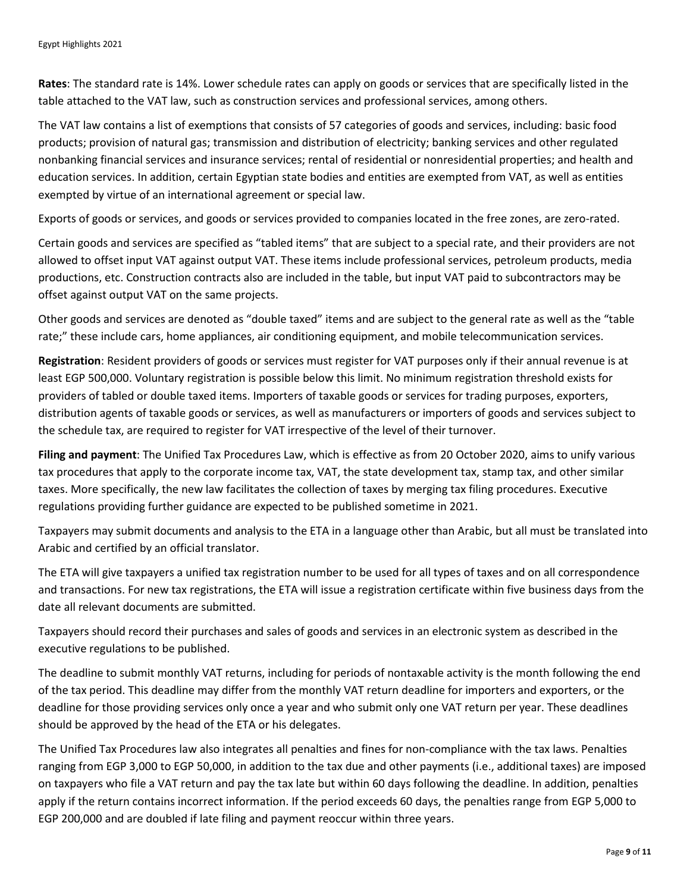**Rates**: The standard rate is 14%. Lower schedule rates can apply on goods or services that are specifically listed in the table attached to the VAT law, such as construction services and professional services, among others.

The VAT law contains a list of exemptions that consists of 57 categories of goods and services, including: basic food products; provision of natural gas; transmission and distribution of electricity; banking services and other regulated nonbanking financial services and insurance services; rental of residential or nonresidential properties; and health and education services. In addition, certain Egyptian state bodies and entities are exempted from VAT, as well as entities exempted by virtue of an international agreement or special law.

Exports of goods or services, and goods or services provided to companies located in the free zones, are zero-rated.

Certain goods and services are specified as "tabled items" that are subject to a special rate, and their providers are not allowed to offset input VAT against output VAT. These items include professional services, petroleum products, media productions, etc. Construction contracts also are included in the table, but input VAT paid to subcontractors may be offset against output VAT on the same projects.

Other goods and services are denoted as "double taxed" items and are subject to the general rate as well as the "table rate;" these include cars, home appliances, air conditioning equipment, and mobile telecommunication services.

**Registration**: Resident providers of goods or services must register for VAT purposes only if their annual revenue is at least EGP 500,000. Voluntary registration is possible below this limit. No minimum registration threshold exists for providers of tabled or double taxed items. Importers of taxable goods or services for trading purposes, exporters, distribution agents of taxable goods or services, as well as manufacturers or importers of goods and services subject to the schedule tax, are required to register for VAT irrespective of the level of their turnover.

**Filing and payment**: The Unified Tax Procedures Law, which is effective as from 20 October 2020, aims to unify various tax procedures that apply to the corporate income tax, VAT, the state development tax, stamp tax, and other similar taxes. More specifically, the new law facilitates the collection of taxes by merging tax filing procedures. Executive regulations providing further guidance are expected to be published sometime in 2021.

Taxpayers may submit documents and analysis to the ETA in a language other than Arabic, but all must be translated into Arabic and certified by an official translator.

The ETA will give taxpayers a unified tax registration number to be used for all types of taxes and on all correspondence and transactions. For new tax registrations, the ETA will issue a registration certificate within five business days from the date all relevant documents are submitted.

Taxpayers should record their purchases and sales of goods and services in an electronic system as described in the executive regulations to be published.

The deadline to submit monthly VAT returns, including for periods of nontaxable activity is the month following the end of the tax period. This deadline may differ from the monthly VAT return deadline for importers and exporters, or the deadline for those providing services only once a year and who submit only one VAT return per year. These deadlines should be approved by the head of the ETA or his delegates.

The Unified Tax Procedures law also integrates all penalties and fines for non-compliance with the tax laws. Penalties ranging from EGP 3,000 to EGP 50,000, in addition to the tax due and other payments (i.e., additional taxes) are imposed on taxpayers who file a VAT return and pay the tax late but within 60 days following the deadline. In addition, penalties apply if the return contains incorrect information. If the period exceeds 60 days, the penalties range from EGP 5,000 to EGP 200,000 and are doubled if late filing and payment reoccur within three years.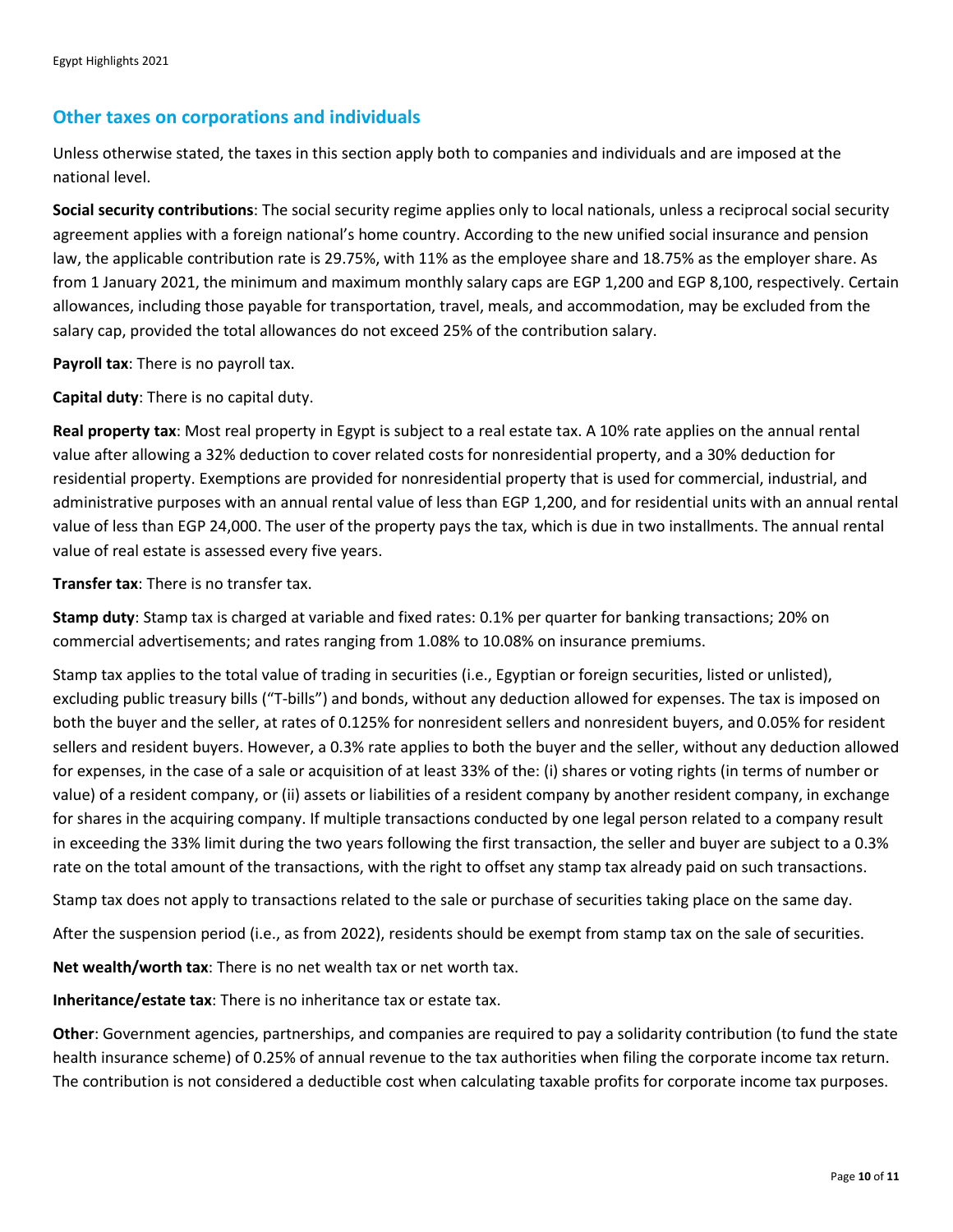## Other taxes on corporations and individuals

Unless otherwise stated, the taxes in this section apply both to companies and individuals and are imposed at the national level.

**Social security contributions**: The social security regime applies only to local nationals, unless a reciprocal social security agreement applies with a foreign national's home country. According to the new unified social insurance and pension law, the applicable contribution rate is 29.75%, with 11% as the employee share and 18.75% as the employer share. As from 1 January 2021, the minimum and maximum monthly salary caps are EGP 1,200 and EGP 8,100, respectively. Certain allowances, including those payable for transportation, travel, meals, and accommodation, may be excluded from the salary cap, provided the total allowances do not exceed 25% of the contribution salary.

**Payroll tax**: There is no payroll tax.

**Capital duty**: There is no capital duty.

**Real property tax**: Most real property in Egypt is subject to a real estate tax. A 10% rate applies on the annual rental value after allowing a 32% deduction to cover related costs for nonresidential property, and a 30% deduction for residential property. Exemptions are provided for nonresidential property that is used for commercial, industrial, and administrative purposes with an annual rental value of less than EGP 1,200, and for residential units with an annual rental value of less than EGP 24,000. The user of the property pays the tax, which is due in two installments. The annual rental value of real estate is assessed every five years.

**Transfer tax**: There is no transfer tax.

**Stamp duty**: Stamp tax is charged at variable and fixed rates: 0.1% per quarter for banking transactions; 20% on commercial advertisements; and rates ranging from 1.08% to 10.08% on insurance premiums.

Stamp tax applies to the total value of trading in securities (i.e., Egyptian or foreign securities, listed or unlisted), excluding public treasury bills ("T-bills") and bonds, without any deduction allowed for expenses. The tax is imposed on both the buyer and the seller, at rates of 0.125% for nonresident sellers and nonresident buyers, and 0.05% for resident sellers and resident buyers. However, a 0.3% rate applies to both the buyer and the seller, without any deduction allowed for expenses, in the case of a sale or acquisition of at least 33% of the: (i) shares or voting rights (in terms of number or value) of a resident company, or (ii) assets or liabilities of a resident company by another resident company, in exchange for shares in the acquiring company. If multiple transactions conducted by one legal person related to a company result in exceeding the 33% limit during the two years following the first transaction, the seller and buyer are subject to a 0.3% rate on the total amount of the transactions, with the right to offset any stamp tax already paid on such transactions.

Stamp tax does not apply to transactions related to the sale or purchase of securities taking place on the same day.

After the suspension period (i.e., as from 2022), residents should be exempt from stamp tax on the sale of securities.

**Net wealth/worth tax**: There is no net wealth tax or net worth tax.

**Inheritance/estate tax**: There is no inheritance tax or estate tax.

**Other**: Government agencies, partnerships, and companies are required to pay a solidarity contribution (to fund the state health insurance scheme) of 0.25% of annual revenue to the tax authorities when filing the corporate income tax return. The contribution is not considered a deductible cost when calculating taxable profits for corporate income tax purposes.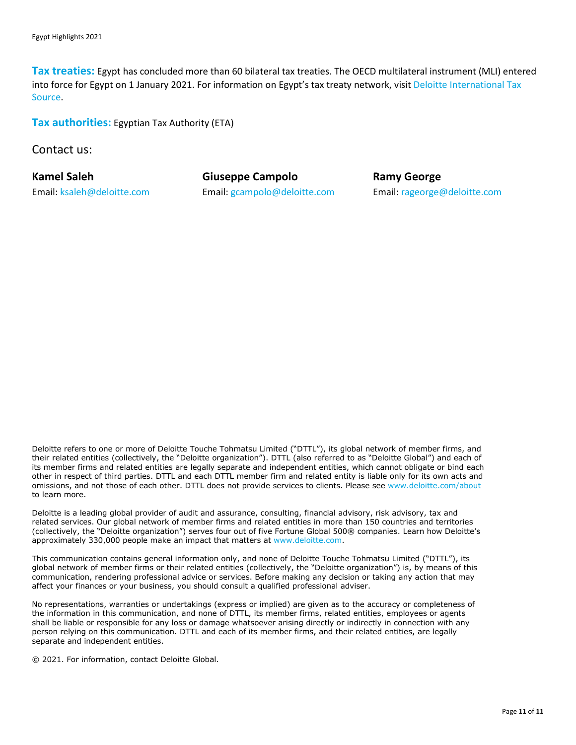**Tax treaties:** Egypt has concluded more than 60 bilateral tax treaties. The OECD multilateral instrument (MLI) entered into force for Egypt on 1 January 2021. For information on Egypt's tax treaty network, visit Deloitte International Tax Source.

**Tax authorities:** Egyptian Tax Authority (ETA)

## Contact us:

**Kamel Saleh**
Email: ksaleh@deloitte.com

**Giuseppe Campolo**
Email: gcampolo@deloitte.com

**Ramy George**
Email: rageorge@deloitte.com

Deloitte refers to one or more of Deloitte Touche Tohmatsu Limited ("DTTL"), its global network of member firms, and their related entities (collectively, the "Deloitte organization"). DTTL (also referred to as "Deloitte Global") and each of its member firms and related entities are legally separate and independent entities, which cannot obligate or bind each other in respect of third parties. DTTL and each DTTL member firm and related entity is liable only for its own acts and omissions, and not those of each other. DTTL does not provide services to clients. Please see www.deloitte.com/about to learn more.

Deloitte is a leading global provider of audit and assurance, consulting, financial advisory, risk advisory, tax and related services. Our global network of member firms and related entities in more than 150 countries and territories (collectively, the "Deloitte organization") serves four out of five Fortune Global 500® companies. Learn how Deloitte's approximately 330,000 people make an impact that matters at www.deloitte.com.

This communication contains general information only, and none of Deloitte Touche Tohmatsu Limited ("DTTL"), its global network of member firms or their related entities (collectively, the "Deloitte organization") is, by means of this communication, rendering professional advice or services. Before making any decision or taking any action that may affect your finances or your business, you should consult a qualified professional adviser.

No representations, warranties or undertakings (express or implied) are given as to the accuracy or completeness of the information in this communication, and none of DTTL, its member firms, related entities, employees or agents shall be liable or responsible for any loss or damage whatsoever arising directly or indirectly in connection with any person relying on this communication. DTTL and each of its member firms, and their related entities, are legally separate and independent entities.

© 2021. For information, contact Deloitte Global.